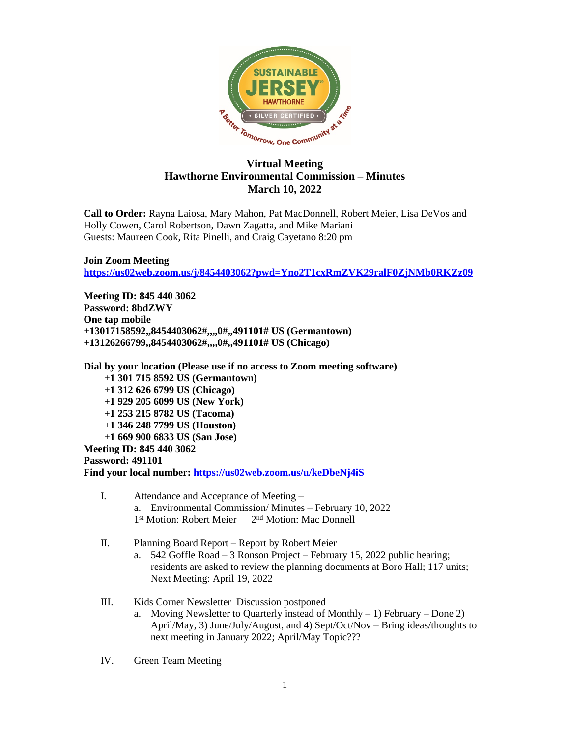# Virtual Meeting
## Hawthorne Environmental Commission – Minutes
## March 10, 2022

**Call to Order:** Rayna Laiosa, Mary Mahon, Pat MacDonnell, Robert Meier, Lisa DeVos and Holly Cowen, Carol Robertson, Dawn Zagatta, and Mike Mariani
Guests: Maureen Cook, Rita Pinelli, and Craig Cayetano 8:20 pm

**Join Zoom Meeting**
**https://us02web.zoom.us/j/8454403062?pwd=Yno2T1cxRmZVK29ralF0ZjNMb0RKZz09**

**Meeting ID: 845 440 3062**
**Password: 8bdZWY**
**One tap mobile**
**+13017158592,,8454403062#,,,,0#,,491101# US (Germantown)**
**+13126266799,,8454403062#,,,,0#,,491101# US (Chicago)**

**Dial by your location (Please use if no access to Zoom meeting software)**
**+1 301 715 8592 US (Germantown)**
**+1 312 626 6799 US (Chicago)**
**+1 929 205 6099 US (New York)**
**+1 253 215 8782 US (Tacoma)**
**+1 346 248 7799 US (Houston)**
**+1 669 900 6833 US (San Jose)**
**Meeting ID: 845 440 3062**
**Password: 491101**
**Find your local number: https://us02web.zoom.us/u/keDbeNj4iS**

I. Attendance and Acceptance of Meeting –
   a. Environmental Commission/ Minutes – February 10, 2022
   1st Motion: Robert Meier   2nd Motion: Mac Donnell

II. Planning Board Report – Report by Robert Meier
   a. 542 Goffle Road – 3 Ronson Project – February 15, 2022 public hearing; residents are asked to review the planning documents at Boro Hall; 117 units; Next Meeting: April 19, 2022

III. Kids Corner Newsletter Discussion postponed
   a. Moving Newsletter to Quarterly instead of Monthly – 1) February – Done 2) April/May, 3) June/July/August, and 4) Sept/Oct/Nov – Bring ideas/thoughts to next meeting in January 2022; April/May Topic???

IV. Green Team Meeting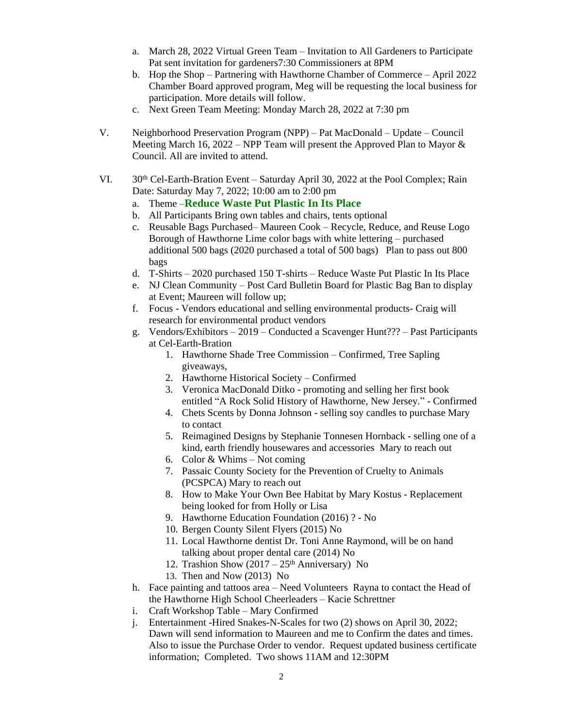a. March 28, 2022 Virtual Green Team – Invitation to All Gardeners to Participate Pat sent invitation for gardeners7:30 Commissioners at 8PM
b. Hop the Shop – Partnering with Hawthorne Chamber of Commerce – April 2022 Chamber Board approved program, Meg will be requesting the local business for participation. More details will follow.
c. Next Green Team Meeting: Monday March 28, 2022 at 7:30 pm

V. Neighborhood Preservation Program (NPP) – Pat MacDonald – Update – Council Meeting March 16, 2022 – NPP Team will present the Approved Plan to Mayor & Council. All are invited to attend.

VI. 30th Cel-Earth-Bration Event – Saturday April 30, 2022 at the Pool Complex; Rain Date: Saturday May 7, 2022; 10:00 am to 2:00 pm

a. Theme –**Reduce Waste Put Plastic In Its Place**
b. All Participants Bring own tables and chairs, tents optional
c. Reusable Bags Purchased– Maureen Cook – Recycle, Reduce, and Reuse Logo Borough of Hawthorne Lime color bags with white lettering – purchased additional 500 bags (2020 purchased a total of 500 bags) Plan to pass out 800 bags
d. T-Shirts – 2020 purchased 150 T-shirts – Reduce Waste Put Plastic In Its Place
e. NJ Clean Community – Post Card Bulletin Board for Plastic Bag Ban to display at Event; Maureen will follow up;
f. Focus - Vendors educational and selling environmental products- Craig will research for environmental product vendors
g. Vendors/Exhibitors – 2019 – Conducted a Scavenger Hunt??? – Past Participants at Cel-Earth-Bration
    1. Hawthorne Shade Tree Commission – Confirmed, Tree Sapling giveaways,
    2. Hawthorne Historical Society – Confirmed
    3. Veronica MacDonald Ditko - promoting and selling her first book entitled "A Rock Solid History of Hawthorne, New Jersey." - Confirmed
    4. Chets Scents by Donna Johnson - selling soy candles to purchase Mary to contact
    5. Reimagined Designs by Stephanie Tonnesen Hornback - selling one of a kind, earth friendly housewares and accessories Mary to reach out
    6. Color & Whims – Not coming
    7. Passaic County Society for the Prevention of Cruelty to Animals (PCSPCA) Mary to reach out
    8. How to Make Your Own Bee Habitat by Mary Kostus - Replacement being looked for from Holly or Lisa
    9. Hawthorne Education Foundation (2016) ? - No
    10. Bergen County Silent Flyers (2015) No
    11. Local Hawthorne dentist Dr. Toni Anne Raymond, will be on hand talking about proper dental care (2014) No
    12. Trashion Show (2017 – 25th Anniversary) No
    13. Then and Now (2013) No
h. Face painting and tattoos area – Need Volunteers Rayna to contact the Head of the Hawthorne High School Cheerleaders – Kacie Schrettner
i. Craft Workshop Table – Mary Confirmed
j. Entertainment -Hired Snakes-N-Scales for two (2) shows on April 30, 2022; Dawn will send information to Maureen and me to Confirm the dates and times. Also to issue the Purchase Order to vendor. Request updated business certificate information; Completed. Two shows 11AM and 12:30PM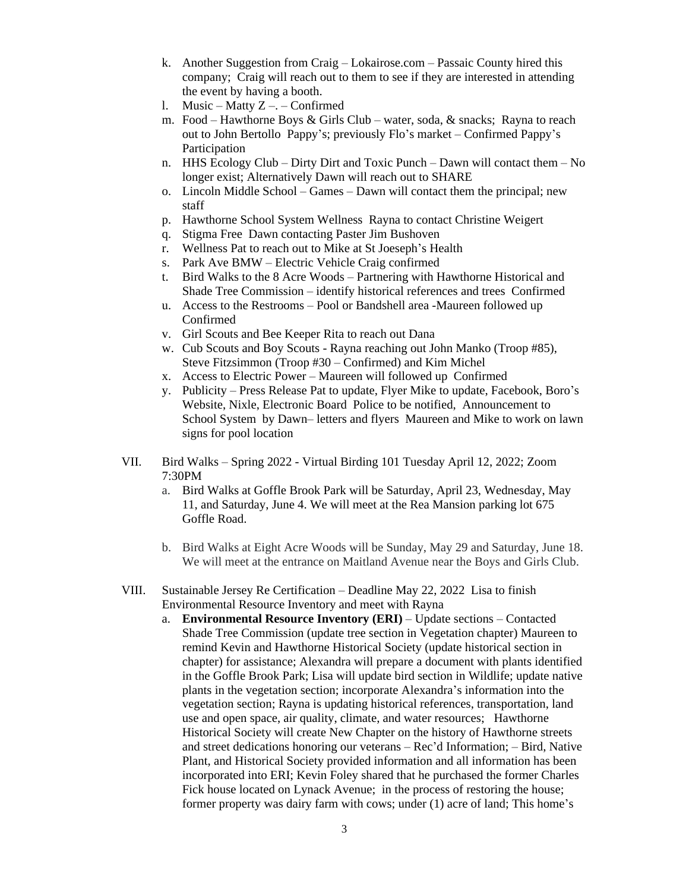k. Another Suggestion from Craig – Lokairose.com – Passaic County hired this company; Craig will reach out to them to see if they are interested in attending the event by having a booth.
l. Music – Matty Z –. – Confirmed
m. Food – Hawthorne Boys & Girls Club – water, soda, & snacks; Rayna to reach out to John Bertollo Pappy's; previously Flo's market – Confirmed Pappy's Participation
n. HHS Ecology Club – Dirty Dirt and Toxic Punch – Dawn will contact them – No longer exist; Alternatively Dawn will reach out to SHARE
o. Lincoln Middle School – Games – Dawn will contact them the principal; new staff
p. Hawthorne School System Wellness Rayna to contact Christine Weigert
q. Stigma Free Dawn contacting Paster Jim Bushoven
r. Wellness Pat to reach out to Mike at St Joeseph's Health
s. Park Ave BMW – Electric Vehicle Craig confirmed
t. Bird Walks to the 8 Acre Woods – Partnering with Hawthorne Historical and Shade Tree Commission – identify historical references and trees Confirmed
u. Access to the Restrooms – Pool or Bandshell area -Maureen followed up Confirmed
v. Girl Scouts and Bee Keeper Rita to reach out Dana
w. Cub Scouts and Boy Scouts - Rayna reaching out John Manko (Troop #85), Steve Fitzsimmon (Troop #30 – Confirmed) and Kim Michel
x. Access to Electric Power – Maureen will followed up Confirmed
y. Publicity – Press Release Pat to update, Flyer Mike to update, Facebook, Boro's Website, Nixle, Electronic Board Police to be notified, Announcement to School System by Dawn– letters and flyers Maureen and Mike to work on lawn signs for pool location

VII. Bird Walks – Spring 2022 - Virtual Birding 101 Tuesday April 12, 2022; Zoom 7:30PM

a. Bird Walks at Goffle Brook Park will be Saturday, April 23, Wednesday, May 11, and Saturday, June 4. We will meet at the Rea Mansion parking lot 675 Goffle Road.

b. Bird Walks at Eight Acre Woods will be Sunday, May 29 and Saturday, June 18. We will meet at the entrance on Maitland Avenue near the Boys and Girls Club.

VIII. Sustainable Jersey Re Certification – Deadline May 22, 2022 Lisa to finish Environmental Resource Inventory and meet with Rayna

a. **Environmental Resource Inventory (ERI)** – Update sections – Contacted Shade Tree Commission (update tree section in Vegetation chapter) Maureen to remind Kevin and Hawthorne Historical Society (update historical section in chapter) for assistance; Alexandra will prepare a document with plants identified in the Goffle Brook Park; Lisa will update bird section in Wildlife; update native plants in the vegetation section; incorporate Alexandra's information into the vegetation section; Rayna is updating historical references, transportation, land use and open space, air quality, climate, and water resources; Hawthorne Historical Society will create New Chapter on the history of Hawthorne streets and street dedications honoring our veterans – Rec'd Information; – Bird, Native Plant, and Historical Society provided information and all information has been incorporated into ERI; Kevin Foley shared that he purchased the former Charles Fick house located on Lynack Avenue; in the process of restoring the house; former property was dairy farm with cows; under (1) acre of land; This home's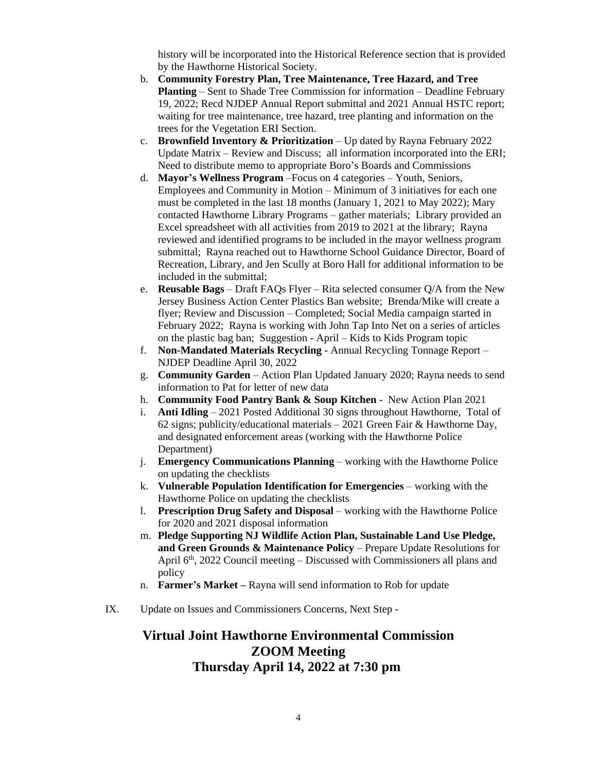history will be incorporated into the Historical Reference section that is provided by the Hawthorne Historical Society.

b. **Community Forestry Plan, Tree Maintenance, Tree Hazard, and Tree Planting** – Sent to Shade Tree Commission for information – Deadline February 19, 2022; Recd NJDEP Annual Report submittal and 2021 Annual HSTC report; waiting for tree maintenance, tree hazard, tree planting and information on the trees for the Vegetation ERI Section.
c. **Brownfield Inventory & Prioritization** – Up dated by Rayna February 2022 Update Matrix – Review and Discuss; all information incorporated into the ERI; Need to distribute memo to appropriate Boro's Boards and Commissions
d. **Mayor's Wellness Program** –Focus on 4 categories – Youth, Seniors, Employees and Community in Motion – Minimum of 3 initiatives for each one must be completed in the last 18 months (January 1, 2021 to May 2022); Mary contacted Hawthorne Library Programs – gather materials; Library provided an Excel spreadsheet with all activities from 2019 to 2021 at the library; Rayna reviewed and identified programs to be included in the mayor wellness program submittal; Rayna reached out to Hawthorne School Guidance Director, Board of Recreation, Library, and Jen Scully at Boro Hall for additional information to be included in the submittal;
e. **Reusable Bags** – Draft FAQs Flyer – Rita selected consumer Q/A from the New Jersey Business Action Center Plastics Ban website; Brenda/Mike will create a flyer; Review and Discussion – Completed; Social Media campaign started in February 2022; Rayna is working with John Tap Into Net on a series of articles on the plastic bag ban; Suggestion - April – Kids to Kids Program topic
f. **Non-Mandated Materials Recycling** - Annual Recycling Tonnage Report – NJDEP Deadline April 30, 2022
g. **Community Garden** – Action Plan Updated January 2020; Rayna needs to send information to Pat for letter of new data
h. **Community Food Pantry Bank & Soup Kitchen** - New Action Plan 2021
i. **Anti Idling** – 2021 Posted Additional 30 signs throughout Hawthorne, Total of 62 signs; publicity/educational materials – 2021 Green Fair & Hawthorne Day, and designated enforcement areas (working with the Hawthorne Police Department)
j. **Emergency Communications Planning** – working with the Hawthorne Police on updating the checklists
k. **Vulnerable Population Identification for Emergencies** – working with the Hawthorne Police on updating the checklists
l. **Prescription Drug Safety and Disposal** – working with the Hawthorne Police for 2020 and 2021 disposal information
m. **Pledge Supporting NJ Wildlife Action Plan, Sustainable Land Use Pledge, and Green Grounds & Maintenance Policy** – Prepare Update Resolutions for April 6th, 2022 Council meeting – Discussed with Commissioners all plans and policy
n. **Farmer's Market –** Rayna will send information to Rob for update

IX. Update on Issues and Commissioners Concerns, Next Step -

## Virtual Joint Hawthorne Environmental Commission ZOOM Meeting Thursday April 14, 2022 at 7:30 pm